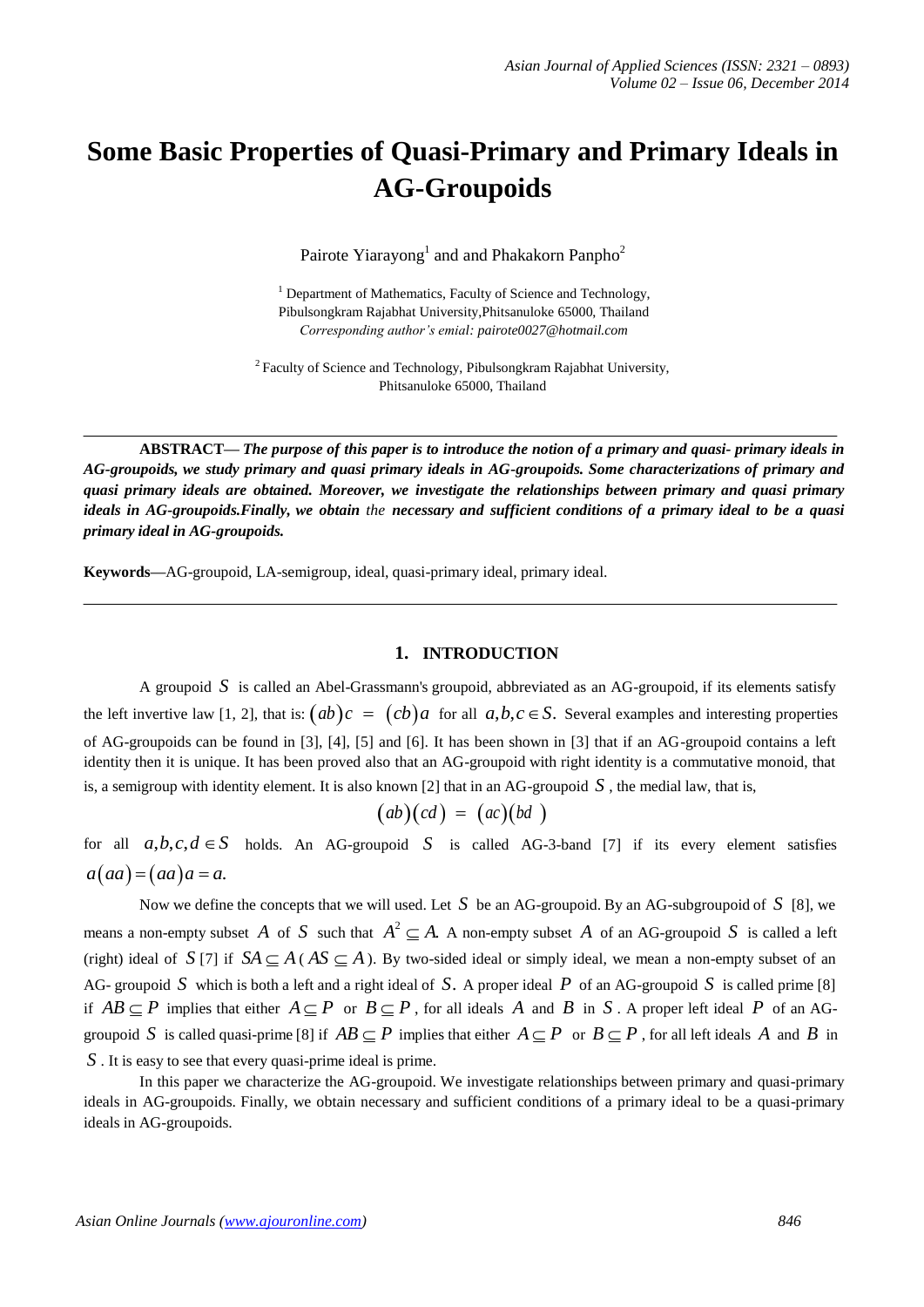# Some Basic Properties of Quasi-Primary and Primary Ideals in AG-Groupoids

Pairote Yiarayong[1] and and Phakakorn Panpho[2]

[1] Department of Mathematics, Faculty of Science and Technology, Pibulsongkram Rajabhat University,Phitsanuloke 65000, Thailand
*Corresponding author's emial: pairote0027@hotmail.com*

[2] Faculty of Science and Technology, Pibulsongkram Rajabhat University, Phitsanuloke 65000, Thailand

---

**ABSTRACT—** ***The purpose of this paper is to introduce the notion of a primary and quasi- primary ideals in AG-groupoids, we study primary and quasi primary ideals in AG-groupoids. Some characterizations of primary and quasi primary ideals are obtained. Moreover, we investigate the relationships between primary and quasi primary ideals in AG-groupoids.Finally, we obtain*** *the* ***necessary and sufficient conditions of a primary ideal to be a quasi primary ideal in AG-groupoids.***

**Keywords—**AG-groupoid, LA-semigroup, ideal, quasi-primary ideal, primary ideal.

---

## 1. INTRODUCTION

A groupoid $S$ is called an Abel-Grassmann's groupoid, abbreviated as an AG-groupoid, if its elements satisfy the left invertive law [1, 2], that is: $(ab)c = (cb)a$ for all $a,b,c \in S.$ Several examples and interesting properties of AG-groupoids can be found in [3], [4], [5] and [6]. It has been shown in [3] that if an AG-groupoid contains a left identity then it is unique. It has been proved also that an AG-groupoid with right identity is a commutative monoid, that is, a semigroup with identity element. It is also known [2] that in an AG-groupoid $S$, the medial law, that is,

$$(ab)(cd) = (ac)(bd)$$

for all $a,b,c,d \in S$ holds. An AG-groupoid $S$ is called AG-3-band [7] if its every element satisfies $a(aa) = (aa)a = a.$

Now we define the concepts that we will used. Let $S$ be an AG-groupoid. By an AG-subgroupoid of $S$ [8], we means a non-empty subset $A$ of $S$ such that $A^2 \subseteq A.$ A non-empty subset $A$ of an AG-groupoid $S$ is called a left (right) ideal of $S$ [7] if $SA \subseteq A$ ( $AS \subseteq A$ ). By two-sided ideal or simply ideal, we mean a non-empty subset of an AG- groupoid $S$ which is both a left and a right ideal of $S.$ A proper ideal $P$ of an AG-groupoid $S$ is called prime [8] if $AB \subseteq P$ implies that either $A \subseteq P$ or $B \subseteq P$, for all ideals $A$ and $B$ in $S$. A proper left ideal $P$ of an AG-groupoid $S$ is called quasi-prime [8] if $AB \subseteq P$ implies that either $A \subseteq P$ or $B \subseteq P$, for all left ideals $A$ and $B$ in $S$. It is easy to see that every quasi-prime ideal is prime.

In this paper we characterize the AG-groupoid. We investigate relationships between primary and quasi-primary ideals in AG-groupoids. Finally, we obtain necessary and sufficient conditions of a primary ideal to be a quasi-primary ideals in AG-groupoids.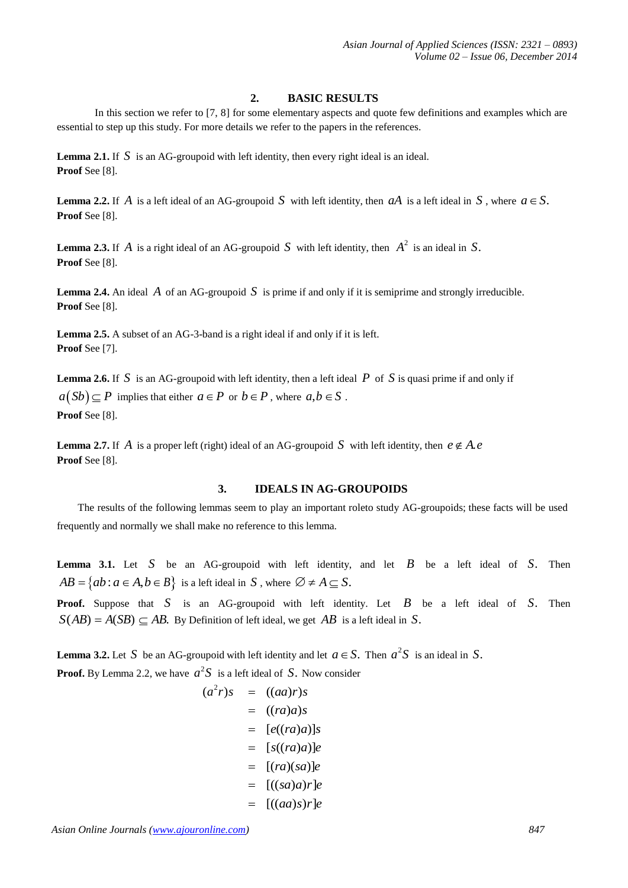## 2. BASIC RESULTS

In this section we refer to [7, 8] for some elementary aspects and quote few definitions and examples which are essential to step up this study. For more details we refer to the papers in the references.

**Lemma 2.1.** If $S$ is an AG-groupoid with left identity, then every right ideal is an ideal.
**Proof** See [8].

**Lemma 2.2.** If $A$ is a left ideal of an AG-groupoid $S$ with left identity, then $aA$ is a left ideal in $S$, where $a \in S$.
**Proof** See [8].

**Lemma 2.3.** If $A$ is a right ideal of an AG-groupoid $S$ with left identity, then $A^2$ is an ideal in $S$.
**Proof** See [8].

**Lemma 2.4.** An ideal $A$ of an AG-groupoid $S$ is prime if and only if it is semiprime and strongly irreducible.
**Proof** See [8].

**Lemma 2.5.** A subset of an AG-3-band is a right ideal if and only if it is left.
**Proof** See [7].

**Lemma 2.6.** If $S$ is an AG-groupoid with left identity, then a left ideal $P$ of $S$ is quasi prime if and only if $a(Sb) \subseteq P$ implies that either $a \in P$ or $b \in P$, where $a, b \in S$.
**Proof** See [8].

**Lemma 2.7.** If $A$ is a proper left (right) ideal of an AG-groupoid $S$ with left identity, then $e \notin A.e$
**Proof** See [8].

## 3. IDEALS IN AG-GROUPOIDS

The results of the following lemmas seem to play an important roleto study AG-groupoids; these facts will be used frequently and normally we shall make no reference to this lemma.

**Lemma 3.1.** Let $S$ be an AG-groupoid with left identity, and let $B$ be a left ideal of $S$. Then $AB = \{ab : a \in A, b \in B\}$ is a left ideal in $S$, where $\emptyset \neq A \subseteq S.$

**Proof.** Suppose that $S$ is an AG-groupoid with left identity. Let $B$ be a left ideal of $S$. Then $S(AB) = A(SB) \subseteq AB.$ By Definition of left ideal, we get $AB$ is a left ideal in $S$.

**Lemma 3.2.** Let $S$ be an AG-groupoid with left identity and let $a \in S.$ Then $a^2S$ is an ideal in $S.$
**Proof.** By Lemma 2.2, we have $a^2S$ is a left ideal of $S.$ Now consider

$$
\begin{aligned}
(a^2r)s &= ((aa)r)s \\
&= ((ra)a)s \\
&= [e((ra)a)]s \\
&= [s((ra)a)]e \\
&= [(ra)(sa)]e \\
&= [((sa)a)r]e \\
&= [((aa)s)r]e
\end{aligned}
$$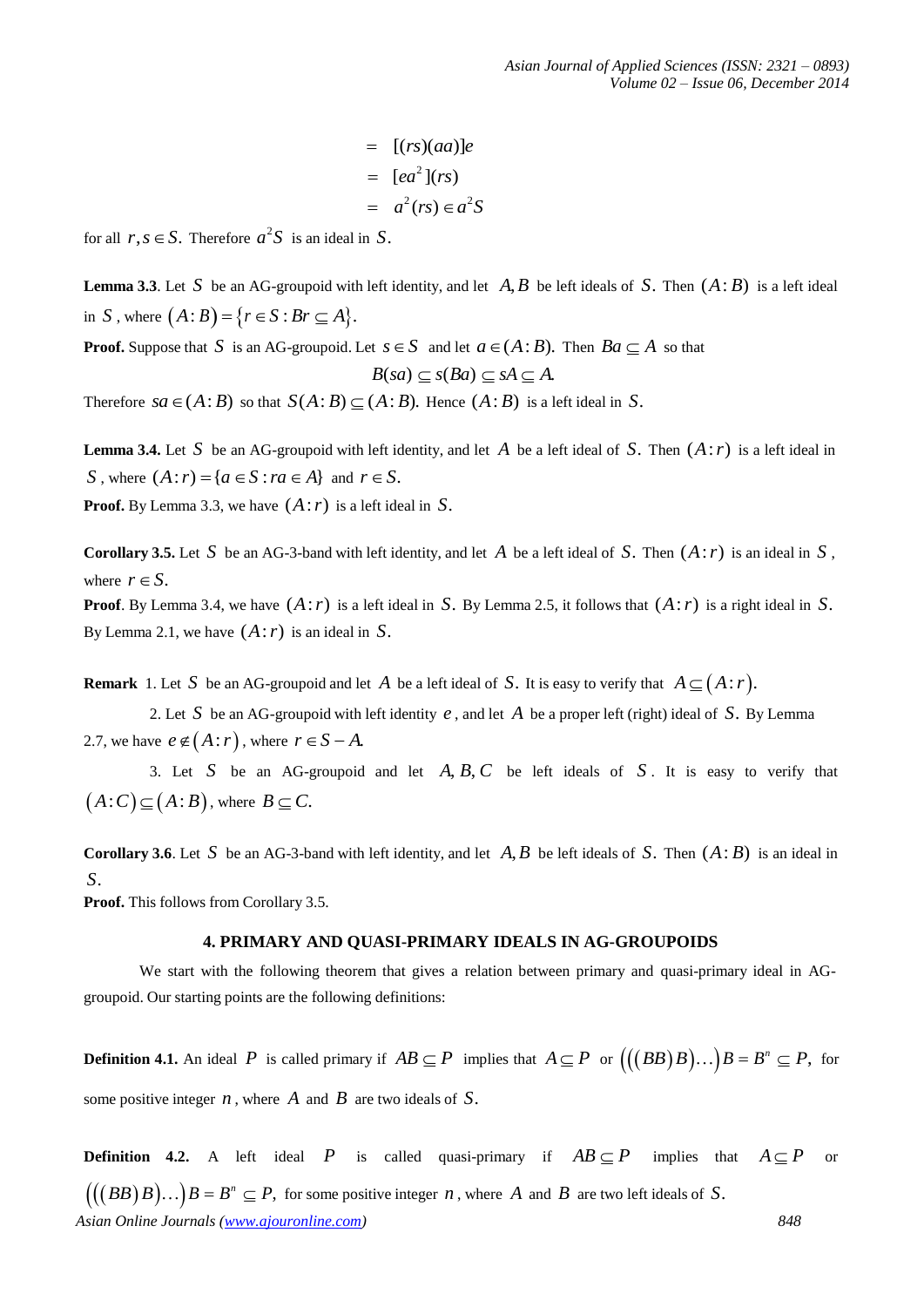$$
\begin{aligned}
&= [(rs)(aa)]e \\
&= [ea^2](rs) \\
&= a^2(rs) \in a^2S
\end{aligned}
$$

for all $r, s \in S$. Therefore $a^2S$ is an ideal in $S$.

**Lemma 3.3**. Let $S$ be an AG-groupoid with left identity, and let $A, B$ be left ideals of $S$. Then $(A:B)$ is a left ideal in $S$, where $(A:B) = \{r \in S : Br \subseteq A\}$.

**Proof.** Suppose that $S$ is an AG-groupoid. Let $s \in S$ and let $a \in (A:B)$. Then $Ba \subseteq A$ so that

$$B(sa) \subseteq s(Ba) \subseteq sA \subseteq A.$$

Therefore $sa \in (A:B)$ so that $S(A:B) \subseteq (A:B)$. Hence $(A:B)$ is a left ideal in $S$.

**Lemma 3.4.** Let $S$ be an AG-groupoid with left identity, and let $A$ be a left ideal of $S$. Then $(A:r)$ is a left ideal in $S$, where $(A:r) = \{a \in S : ra \in A\}$ and $r \in S$.

**Proof.** By Lemma 3.3, we have $(A:r)$ is a left ideal in $S$.

**Corollary 3.5.** Let $S$ be an AG-3-band with left identity, and let $A$ be a left ideal of $S$. Then $(A:r)$ is an ideal in $S$, where $r \in S$.

**Proof**. By Lemma 3.4, we have $(A:r)$ is a left ideal in $S$. By Lemma 2.5, it follows that $(A:r)$ is a right ideal in $S$. By Lemma 2.1, we have $(A:r)$ is an ideal in $S$.

**Remark** 1. Let $S$ be an AG-groupoid and let $A$ be a left ideal of $S$. It is easy to verify that $A \subseteq (A:r)$.

2. Let $S$ be an AG-groupoid with left identity $e$, and let $A$ be a proper left (right) ideal of $S$. By Lemma 2.7, we have $e \notin (A:r)$, where $r \in S - A$.

3. Let $S$ be an AG-groupoid and let $A, B, C$ be left ideals of $S$. It is easy to verify that $(A:C) \subseteq (A:B)$, where $B \subseteq C$.

**Corollary 3.6**. Let $S$ be an AG-3-band with left identity, and let $A, B$ be left ideals of $S$. Then $(A:B)$ is an ideal in $S$.

**Proof.** This follows from Corollary 3.5.

## 4. PRIMARY AND QUASI-PRIMARY IDEALS IN AG-GROUPOIDS

We start with the following theorem that gives a relation between primary and quasi-primary ideal in AG-groupoid. Our starting points are the following definitions:

**Definition 4.1.** An ideal $P$ is called primary if $AB \subseteq P$ implies that $A \subseteq P$ or $\left(\left(\left(BB\right)B\right)\ldots\right)B = B^n \subseteq P,$ for some positive integer $n$, where $A$ and $B$ are two ideals of $S$.

**Definition 4.2.** A left ideal $P$ is called quasi-primary if $AB \subseteq P$ implies that $A \subseteq P$ or $\left(\left(\left(BB\right)B\right)\ldots\right)B = B^n \subseteq P,$ for some positive integer $n$, where $A$ and $B$ are two left ideals of $S$.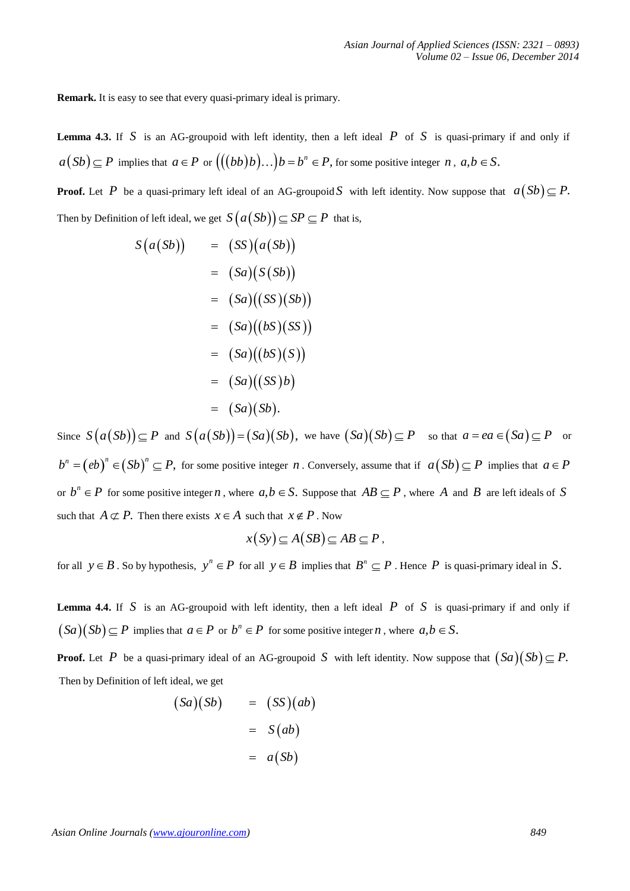**Remark.** It is easy to see that every quasi-primary ideal is primary.

**Lemma 4.3.** If $S$ is an AG-groupoid with left identity, then a left ideal $P$ of $S$ is quasi-primary if and only if $a(Sb) \subseteq P$ implies that $a \in P$ or $(((bb)b)\ldots)b = b^n \in P$, for some positive integer $n$, $a, b \in S$.

**Proof.** Let $P$ be a quasi-primary left ideal of an AG-groupoid $S$ with left identity. Now suppose that $a(Sb) \subseteq P.$ Then by Definition of left ideal, we get $S(a(Sb)) \subseteq SP \subseteq P$ that is,

$$
\begin{aligned}
S(a(Sb)) &= (SS)(a(Sb)) \\
&= (Sa)(S(Sb)) \\
&= (Sa)((SS)(Sb)) \\
&= (Sa)((bS)(SS)) \\
&= (Sa)((bS)(S)) \\
&= (Sa)((SS)b) \\
&= (Sa)(Sb).
\end{aligned}
$$

Since $S(a(Sb)) \subseteq P$ and $S(a(Sb)) = (Sa)(Sb)$, we have $(Sa)(Sb) \subseteq P$ so that $a = ea \in (Sa) \subseteq P$ or $b^n = (eb)^n \in (Sb)^n \subseteq P,$ for some positive integer $n$. Conversely, assume that if $a(Sb) \subseteq P$ implies that $a \in P$ or $b^n \in P$ for some positive integer $n$, where $a, b \in S.$ Suppose that $AB \subseteq P$, where $A$ and $B$ are left ideals of $S$ such that $A \not\subset P.$ Then there exists $x \in A$ such that $x \notin P$. Now

$$x(Sy) \subseteq A(SB) \subseteq AB \subseteq P,$$

for all $y \in B$. So by hypothesis, $y^n \in P$ for all $y \in B$ implies that $B^n \subseteq P$. Hence $P$ is quasi-primary ideal in $S.$

**Lemma 4.4.** If $S$ is an AG-groupoid with left identity, then a left ideal $P$ of $S$ is quasi-primary if and only if $(Sa)(Sb) \subseteq P$ implies that $a \in P$ or $b^n \in P$ for some positive integer $n$, where $a, b \in S.$

**Proof.** Let $P$ be a quasi-primary ideal of an AG-groupoid $S$ with left identity. Now suppose that $(Sa)(Sb) \subseteq P.$ Then by Definition of left ideal, we get

$$
\begin{aligned}
(Sa)(Sb) &= (SS)(ab) \\
&= S(ab) \\
&= a(Sb)
\end{aligned}
$$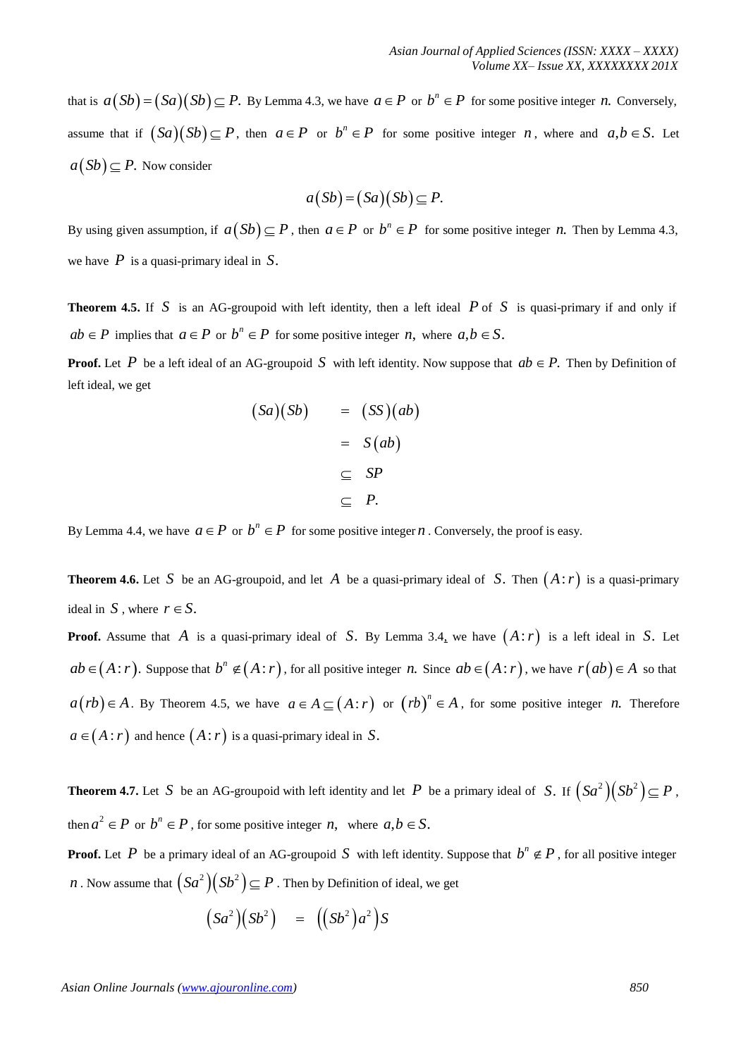that is $a(Sb) = (Sa)(Sb) \subseteq P.$ By Lemma 4.3, we have $a \in P$ or $b^n \in P$ for some positive integer $n.$ Conversely, assume that if $(Sa)(Sb) \subseteq P$, then $a \in P$ or $b^n \in P$ for some positive integer $n$, where and $a, b \in S.$ Let $a(Sb) \subseteq P.$ Now consider

$$a(Sb) = (Sa)(Sb) \subseteq P.$$

By using given assumption, if $a(Sb) \subseteq P$, then $a \in P$ or $b^n \in P$ for some positive integer $n.$ Then by Lemma 4.3, we have $P$ is a quasi-primary ideal in $S.$

**Theorem 4.5.** If $S$ is an AG-groupoid with left identity, then a left ideal $P$ of $S$ is quasi-primary if and only if $ab \in P$ implies that $a \in P$ or $b^n \in P$ for some positive integer $n,$ where $a, b \in S.$

**Proof.** Let $P$ be a left ideal of an AG-groupoid $S$ with left identity. Now suppose that $ab \in P.$ Then by Definition of left ideal, we get

$$\begin{aligned}
(Sa)(Sb) &= (SS)(ab) \\
&= S(ab) \\
&\subseteq SP \\
&\subseteq P.
\end{aligned}$$

By Lemma 4.4, we have $a \in P$ or $b^n \in P$ for some positive integer $n$. Conversely, the proof is easy.

**Theorem 4.6.** Let $S$ be an AG-groupoid, and let $A$ be a quasi-primary ideal of $S.$ Then $(A:r)$ is a quasi-primary ideal in $S$, where $r \in S.$

**Proof.** Assume that $A$ is a quasi-primary ideal of $S.$ By Lemma 3.4, we have $(A:r)$ is a left ideal in $S.$ Let $ab \in (A:r).$ Suppose that $b^n \notin (A:r)$, for all positive integer $n.$ Since $ab \in (A:r)$, we have $r(ab) \in A$ so that $a(rb) \in A.$ By Theorem 4.5, we have $a \in A \subseteq (A:r)$ or $(rb)^n \in A$, for some positive integer $n.$ Therefore $a \in (A:r)$ and hence $(A:r)$ is a quasi-primary ideal in $S.$

**Theorem 4.7.** Let $S$ be an AG-groupoid with left identity and let $P$ be a primary ideal of $S.$ If $(Sa^2)(Sb^2) \subseteq P$, then $a^2 \in P$ or $b^n \in P$, for some positive integer $n,$ where $a, b \in S.$

**Proof.** Let $P$ be a primary ideal of an AG-groupoid $S$ with left identity. Suppose that $b^n \notin P$, for all positive integer $n$. Now assume that $(Sa^2)(Sb^2) \subseteq P$. Then by Definition of ideal, we get

$$(Sa^2)(Sb^2) = ((Sb^2)a^2)S$$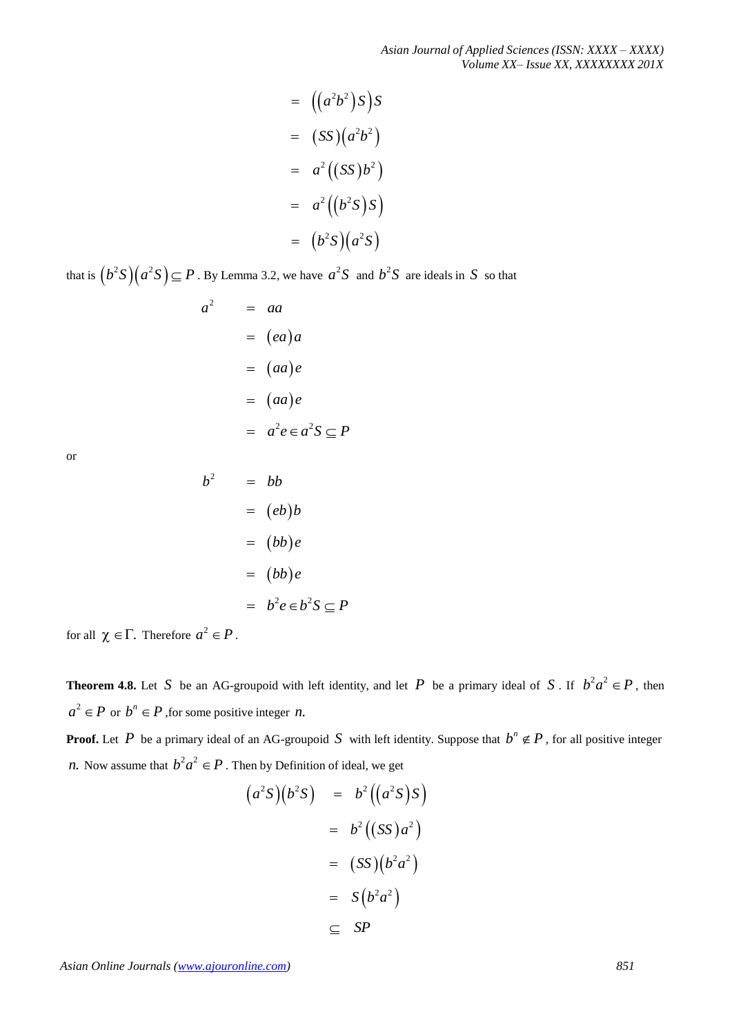$$
\begin{aligned}
&= \left(\left(a^2b^2\right)S\right)S \\
&= (SS)\left(a^2b^2\right) \\
&= a^2\left((SS)b^2\right) \\
&= a^2\left(\left(b^2S\right)S\right) \\
&= \left(b^2S\right)\left(a^2S\right)
\end{aligned}
$$

that is $\left(b^2S\right)\left(a^2S\right) \subseteq P$. By Lemma 3.2, we have $a^2S$ and $b^2S$ are ideals in $S$ so that

$$
\begin{aligned}
a^2 &= aa \\
&= (ea)a \\
&= (aa)e \\
&= (aa)e \\
&= a^2e \in a^2S \subseteq P
\end{aligned}
$$

or

$$
\begin{aligned}
b^2 &= bb \\
&= (eb)b \\
&= (bb)e \\
&= (bb)e \\
&= b^2e \in b^2S \subseteq P
\end{aligned}
$$

for all $\chi \in \Gamma$. Therefore $a^2 \in P$.

**Theorem 4.8.** Let $S$ be an AG-groupoid with left identity, and let $P$ be a primary ideal of $S$. If $b^2a^2 \in P$, then $a^2 \in P$ or $b^n \in P$, for some positive integer $n$.

**Proof.** Let $P$ be a primary ideal of an AG-groupoid $S$ with left identity. Suppose that $b^n \notin P$, for all positive integer $n$. Now assume that $b^2a^2 \in P$. Then by Definition of ideal, we get

$$
\begin{aligned}
\left(a^2S\right)\left(b^2S\right) &= b^2\left(\left(a^2S\right)S\right) \\
&= b^2\left((SS)a^2\right) \\
&= (SS)\left(b^2a^2\right) \\
&= S\left(b^2a^2\right) \\
&\subseteq SP
\end{aligned}
$$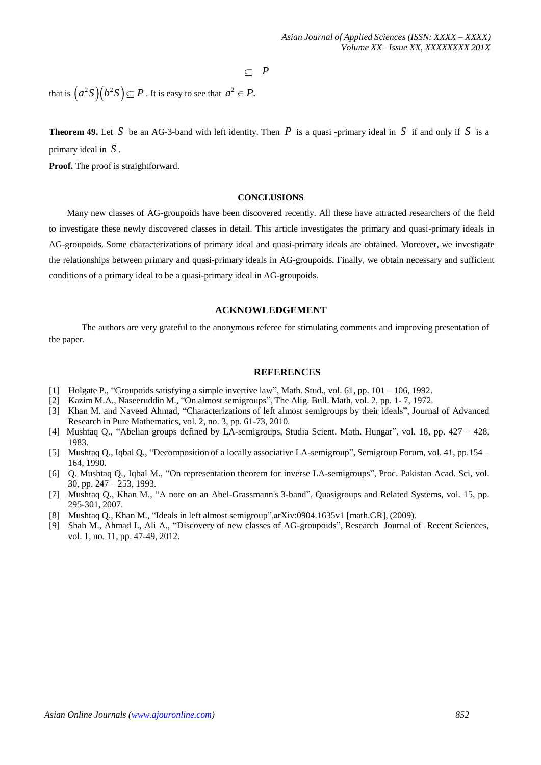$$\subseteq \quad P$$

that is $\left(a^2S\right)\left(b^2S\right) \subseteq P$. It is easy to see that $a^2 \in P.$

**Theorem 49.** Let $S$ be an AG-3-band with left identity. Then $P$ is a quasi -primary ideal in $S$ if and only if $S$ is a primary ideal in $S$.

**Proof.** The proof is straightforward.

## CONCLUSIONS

Many new classes of AG-groupoids have been discovered recently. All these have attracted researchers of the field to investigate these newly discovered classes in detail. This article investigates the primary and quasi-primary ideals in AG-groupoids. Some characterizations of primary ideal and quasi-primary ideals are obtained. Moreover, we investigate the relationships between primary and quasi-primary ideals in AG-groupoids. Finally, we obtain necessary and sufficient conditions of a primary ideal to be a quasi-primary ideal in AG-groupoids.

## ACKNOWLEDGEMENT

The authors are very grateful to the anonymous referee for stimulating comments and improving presentation of the paper.

## REFERENCES

[1] Holgate P., "Groupoids satisfying a simple invertive law", Math. Stud., vol. 61, pp. 101 – 106, 1992.
[2] Kazim M.A., Naseeruddin M., "On almost semigroups", The Alig. Bull. Math, vol. 2, pp. 1- 7, 1972.
[3] Khan M. and Naveed Ahmad, "Characterizations of left almost semigroups by their ideals", Journal of Advanced Research in Pure Mathematics, vol. 2, no. 3, pp. 61-73, 2010.
[4] Mushtaq Q., "Abelian groups defined by LA-semigroups, Studia Scient. Math. Hungar", vol. 18, pp. 427 – 428, 1983.
[5] Mushtaq Q., Iqbal Q., "Decomposition of a locally associative LA-semigroup", Semigroup Forum, vol. 41, pp.154 – 164, 1990.
[6] Q. Mushtaq Q., Iqbal M., "On representation theorem for inverse LA-semigroups", Proc. Pakistan Acad. Sci, vol. 30, pp. 247 – 253, 1993.
[7] Mushtaq Q., Khan M., "A note on an Abel-Grassmann's 3-band", Quasigroups and Related Systems, vol. 15, pp. 295-301, 2007.
[8] Mushtaq Q., Khan M., "Ideals in left almost semigroup",arXiv:0904.1635v1 [math.GR], (2009).
[9] Shah M., Ahmad I., Ali A., "Discovery of new classes of AG-groupoids", Research Journal of Recent Sciences, vol. 1, no. 11, pp. 47-49, 2012.